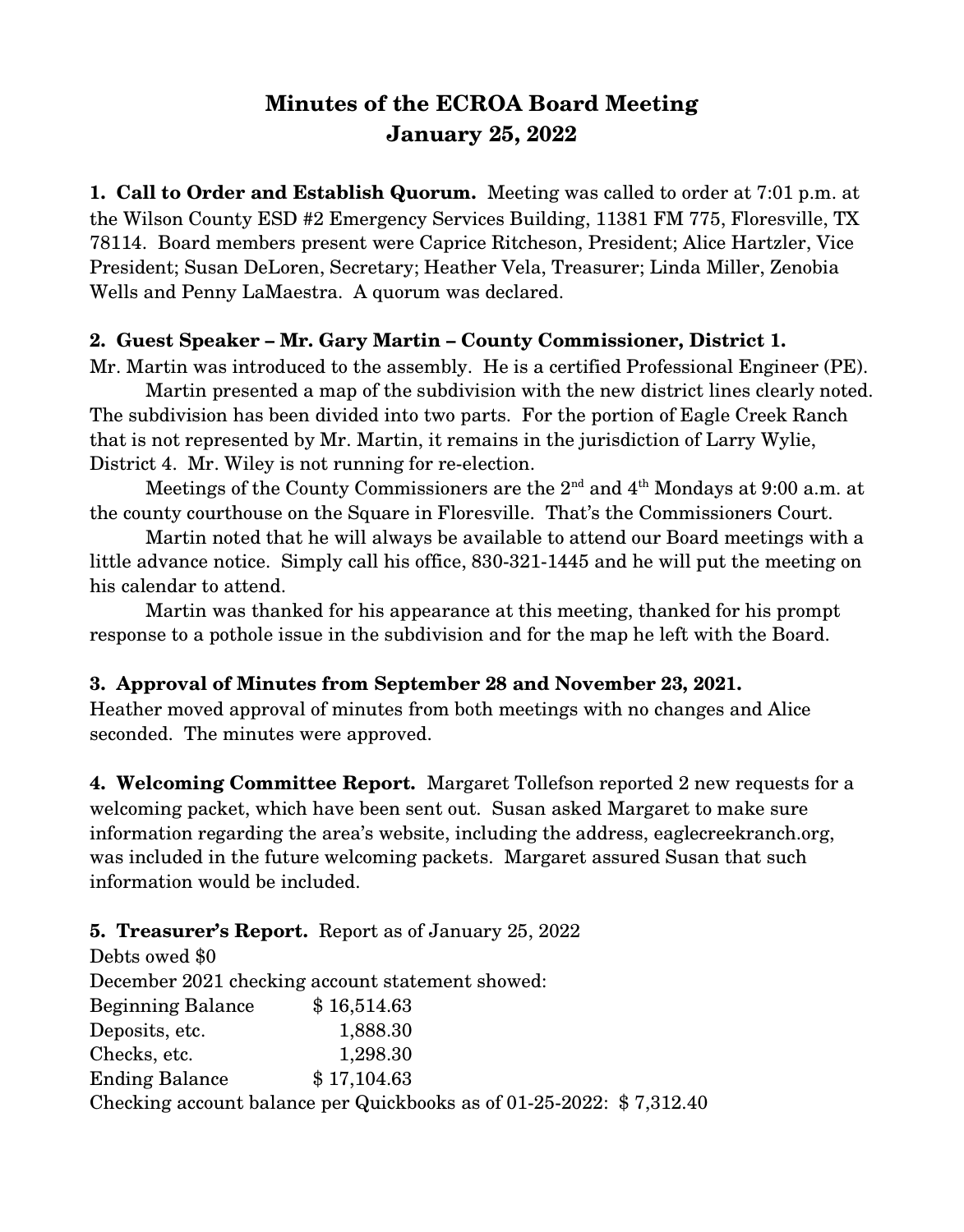# Minutes of the ECROA Board Meeting
# January 25, 2022

**1. Call to Order and Establish Quorum.** Meeting was called to order at 7:01 p.m. at the Wilson County ESD #2 Emergency Services Building, 11381 FM 775, Floresville, TX 78114. Board members present were Caprice Ritcheson, President; Alice Hartzler, Vice President; Susan DeLoren, Secretary; Heather Vela, Treasurer; Linda Miller, Zenobia Wells and Penny LaMaestra. A quorum was declared.

**2. Guest Speaker – Mr. Gary Martin – County Commissioner, District 1.**
Mr. Martin was introduced to the assembly. He is a certified Professional Engineer (PE).

Martin presented a map of the subdivision with the new district lines clearly noted. The subdivision has been divided into two parts. For the portion of Eagle Creek Ranch that is not represented by Mr. Martin, it remains in the jurisdiction of Larry Wylie, District 4. Mr. Wiley is not running for re-election.

Meetings of the County Commissioners are the 2nd and 4th Mondays at 9:00 a.m. at the county courthouse on the Square in Floresville. That's the Commissioners Court.

Martin noted that he will always be available to attend our Board meetings with a little advance notice. Simply call his office, 830-321-1445 and he will put the meeting on his calendar to attend.

Martin was thanked for his appearance at this meeting, thanked for his prompt response to a pothole issue in the subdivision and for the map he left with the Board.

**3. Approval of Minutes from September 28 and November 23, 2021.**
Heather moved approval of minutes from both meetings with no changes and Alice seconded. The minutes were approved.

**4. Welcoming Committee Report.** Margaret Tollefson reported 2 new requests for a welcoming packet, which have been sent out. Susan asked Margaret to make sure information regarding the area's website, including the address, eaglecreekranch.org, was included in the future welcoming packets. Margaret assured Susan that such information would be included.

**5. Treasurer's Report.** Report as of January 25, 2022

Debts owed $0

December 2021 checking account statement showed:

| | |
|---|---|
| Beginning Balance | $ 16,514.63 |
| Deposits, etc. | 1,888.30 |
| Checks, etc. | 1,298.30 |
| Ending Balance | $ 17,104.63 |

Checking account balance per Quickbooks as of 01-25-2022: $ 7,312.40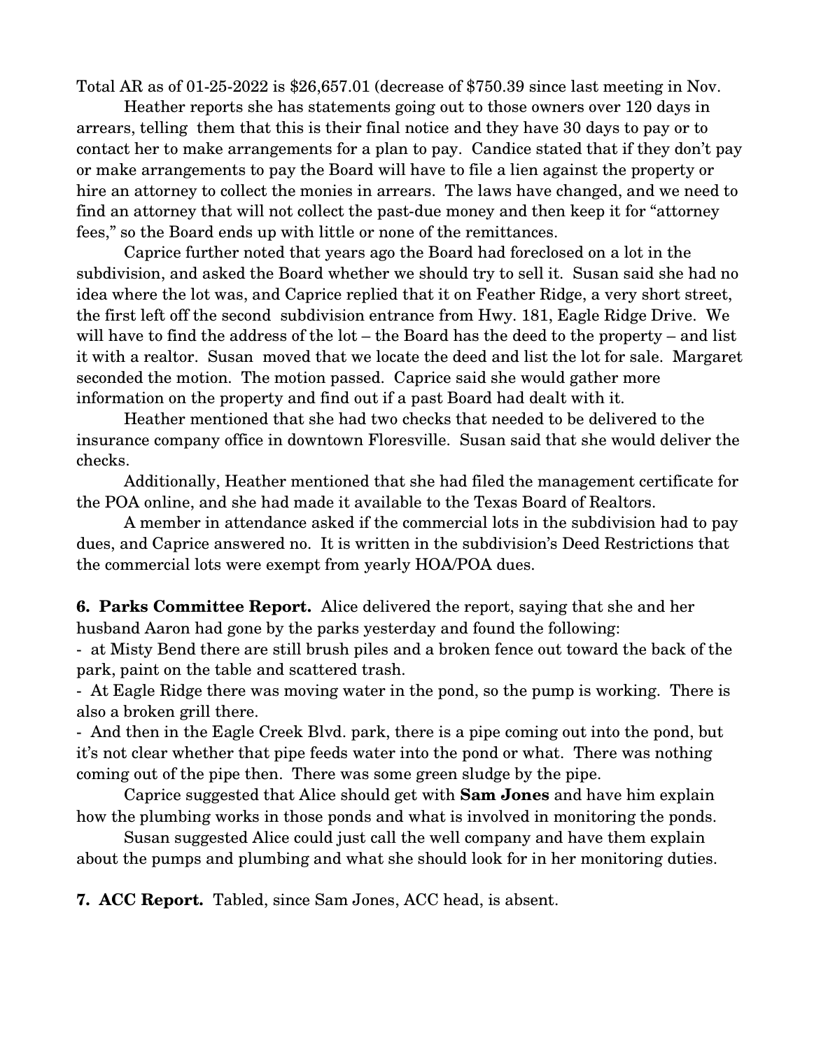Total AR as of 01-25-2022 is $26,657.01 (decrease of $750.39 since last meeting in Nov.

Heather reports she has statements going out to those owners over 120 days in arrears, telling them that this is their final notice and they have 30 days to pay or to contact her to make arrangements for a plan to pay. Candice stated that if they don't pay or make arrangements to pay the Board will have to file a lien against the property or hire an attorney to collect the monies in arrears. The laws have changed, and we need to find an attorney that will not collect the past-due money and then keep it for "attorney fees," so the Board ends up with little or none of the remittances.

Caprice further noted that years ago the Board had foreclosed on a lot in the subdivision, and asked the Board whether we should try to sell it. Susan said she had no idea where the lot was, and Caprice replied that it on Feather Ridge, a very short street, the first left off the second subdivision entrance from Hwy. 181, Eagle Ridge Drive. We will have to find the address of the lot – the Board has the deed to the property – and list it with a realtor. Susan moved that we locate the deed and list the lot for sale. Margaret seconded the motion. The motion passed. Caprice said she would gather more information on the property and find out if a past Board had dealt with it.

Heather mentioned that she had two checks that needed to be delivered to the insurance company office in downtown Floresville. Susan said that she would deliver the checks.

Additionally, Heather mentioned that she had filed the management certificate for the POA online, and she had made it available to the Texas Board of Realtors.

A member in attendance asked if the commercial lots in the subdivision had to pay dues, and Caprice answered no. It is written in the subdivision's Deed Restrictions that the commercial lots were exempt from yearly HOA/POA dues.

**6. Parks Committee Report.** Alice delivered the report, saying that she and her husband Aaron had gone by the parks yesterday and found the following:

- at Misty Bend there are still brush piles and a broken fence out toward the back of the park, paint on the table and scattered trash.
- At Eagle Ridge there was moving water in the pond, so the pump is working. There is also a broken grill there.
- And then in the Eagle Creek Blvd. park, there is a pipe coming out into the pond, but it's not clear whether that pipe feeds water into the pond or what. There was nothing coming out of the pipe then. There was some green sludge by the pipe.

Caprice suggested that Alice should get with **Sam Jones** and have him explain how the plumbing works in those ponds and what is involved in monitoring the ponds.

Susan suggested Alice could just call the well company and have them explain about the pumps and plumbing and what she should look for in her monitoring duties.

**7. ACC Report.** Tabled, since Sam Jones, ACC head, is absent.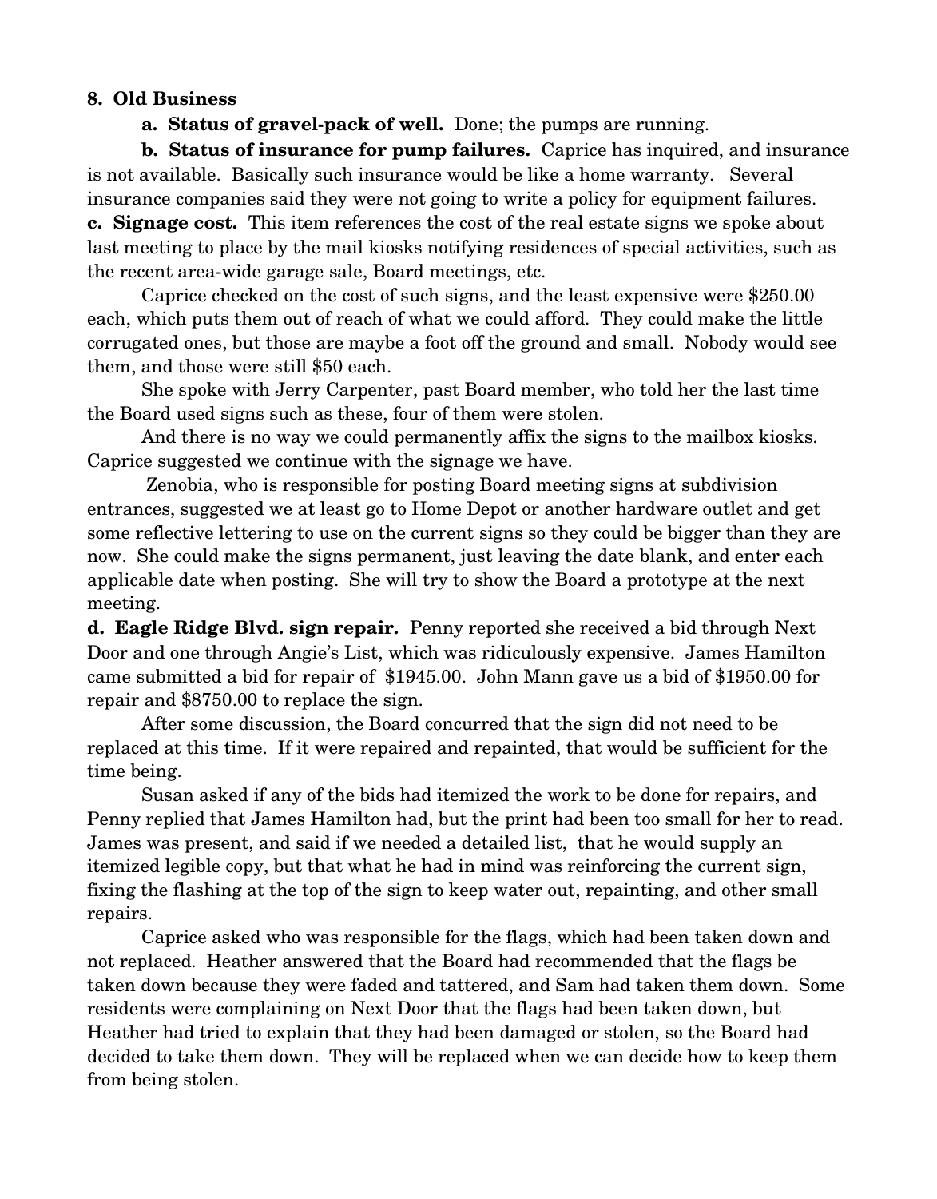**8. Old Business**

**a. Status of gravel-pack of well.** Done; the pumps are running.

**b. Status of insurance for pump failures.** Caprice has inquired, and insurance is not available. Basically such insurance would be like a home warranty. Several insurance companies said they were not going to write a policy for equipment failures.

**c. Signage cost.** This item references the cost of the real estate signs we spoke about last meeting to place by the mail kiosks notifying residences of special activities, such as the recent area-wide garage sale, Board meetings, etc.

Caprice checked on the cost of such signs, and the least expensive were $250.00 each, which puts them out of reach of what we could afford. They could make the little corrugated ones, but those are maybe a foot off the ground and small. Nobody would see them, and those were still $50 each.

She spoke with Jerry Carpenter, past Board member, who told her the last time the Board used signs such as these, four of them were stolen.

And there is no way we could permanently affix the signs to the mailbox kiosks. Caprice suggested we continue with the signage we have.

Zenobia, who is responsible for posting Board meeting signs at subdivision entrances, suggested we at least go to Home Depot or another hardware outlet and get some reflective lettering to use on the current signs so they could be bigger than they are now. She could make the signs permanent, just leaving the date blank, and enter each applicable date when posting. She will try to show the Board a prototype at the next meeting.

**d. Eagle Ridge Blvd. sign repair.** Penny reported she received a bid through Next Door and one through Angie's List, which was ridiculously expensive. James Hamilton came submitted a bid for repair of $1945.00. John Mann gave us a bid of $1950.00 for repair and $8750.00 to replace the sign.

After some discussion, the Board concurred that the sign did not need to be replaced at this time. If it were repaired and repainted, that would be sufficient for the time being.

Susan asked if any of the bids had itemized the work to be done for repairs, and Penny replied that James Hamilton had, but the print had been too small for her to read. James was present, and said if we needed a detailed list, that he would supply an itemized legible copy, but that what he had in mind was reinforcing the current sign, fixing the flashing at the top of the sign to keep water out, repainting, and other small repairs.

Caprice asked who was responsible for the flags, which had been taken down and not replaced. Heather answered that the Board had recommended that the flags be taken down because they were faded and tattered, and Sam had taken them down. Some residents were complaining on Next Door that the flags had been taken down, but Heather had tried to explain that they had been damaged or stolen, so the Board had decided to take them down. They will be replaced when we can decide how to keep them from being stolen.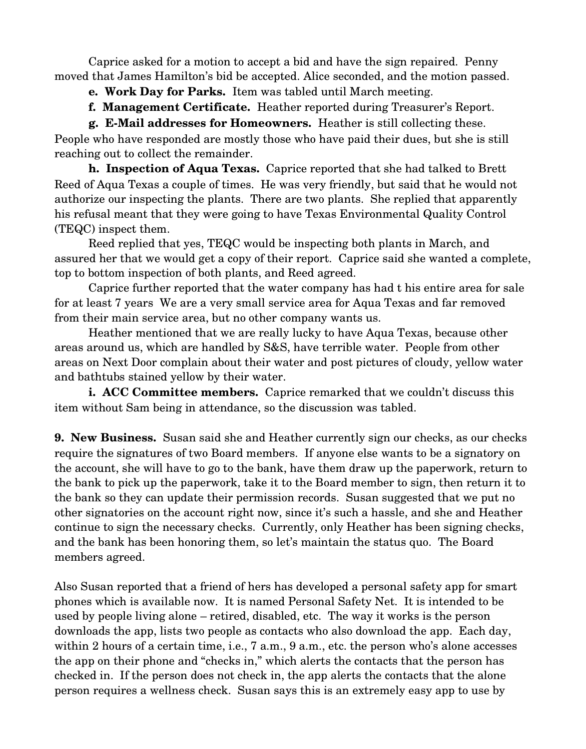Caprice asked for a motion to accept a bid and have the sign repaired. Penny moved that James Hamilton's bid be accepted. Alice seconded, and the motion passed.

**e. Work Day for Parks.** Item was tabled until March meeting.

**f. Management Certificate.** Heather reported during Treasurer's Report.

**g. E-Mail addresses for Homeowners.** Heather is still collecting these. People who have responded are mostly those who have paid their dues, but she is still reaching out to collect the remainder.

**h. Inspection of Aqua Texas.** Caprice reported that she had talked to Brett Reed of Aqua Texas a couple of times. He was very friendly, but said that he would not authorize our inspecting the plants. There are two plants. She replied that apparently his refusal meant that they were going to have Texas Environmental Quality Control (TEQC) inspect them.

Reed replied that yes, TEQC would be inspecting both plants in March, and assured her that we would get a copy of their report. Caprice said she wanted a complete, top to bottom inspection of both plants, and Reed agreed.

Caprice further reported that the water company has had t his entire area for sale for at least 7 years We are a very small service area for Aqua Texas and far removed from their main service area, but no other company wants us.

Heather mentioned that we are really lucky to have Aqua Texas, because other areas around us, which are handled by S&S, have terrible water. People from other areas on Next Door complain about their water and post pictures of cloudy, yellow water and bathtubs stained yellow by their water.

**i. ACC Committee members.** Caprice remarked that we couldn't discuss this item without Sam being in attendance, so the discussion was tabled.

**9. New Business.** Susan said she and Heather currently sign our checks, as our checks require the signatures of two Board members. If anyone else wants to be a signatory on the account, she will have to go to the bank, have them draw up the paperwork, return to the bank to pick up the paperwork, take it to the Board member to sign, then return it to the bank so they can update their permission records. Susan suggested that we put no other signatories on the account right now, since it's such a hassle, and she and Heather continue to sign the necessary checks. Currently, only Heather has been signing checks, and the bank has been honoring them, so let's maintain the status quo. The Board members agreed.

Also Susan reported that a friend of hers has developed a personal safety app for smart phones which is available now. It is named Personal Safety Net. It is intended to be used by people living alone – retired, disabled, etc. The way it works is the person downloads the app, lists two people as contacts who also download the app. Each day, within 2 hours of a certain time, i.e., 7 a.m., 9 a.m., etc. the person who's alone accesses the app on their phone and "checks in," which alerts the contacts that the person has checked in. If the person does not check in, the app alerts the contacts that the alone person requires a wellness check. Susan says this is an extremely easy app to use by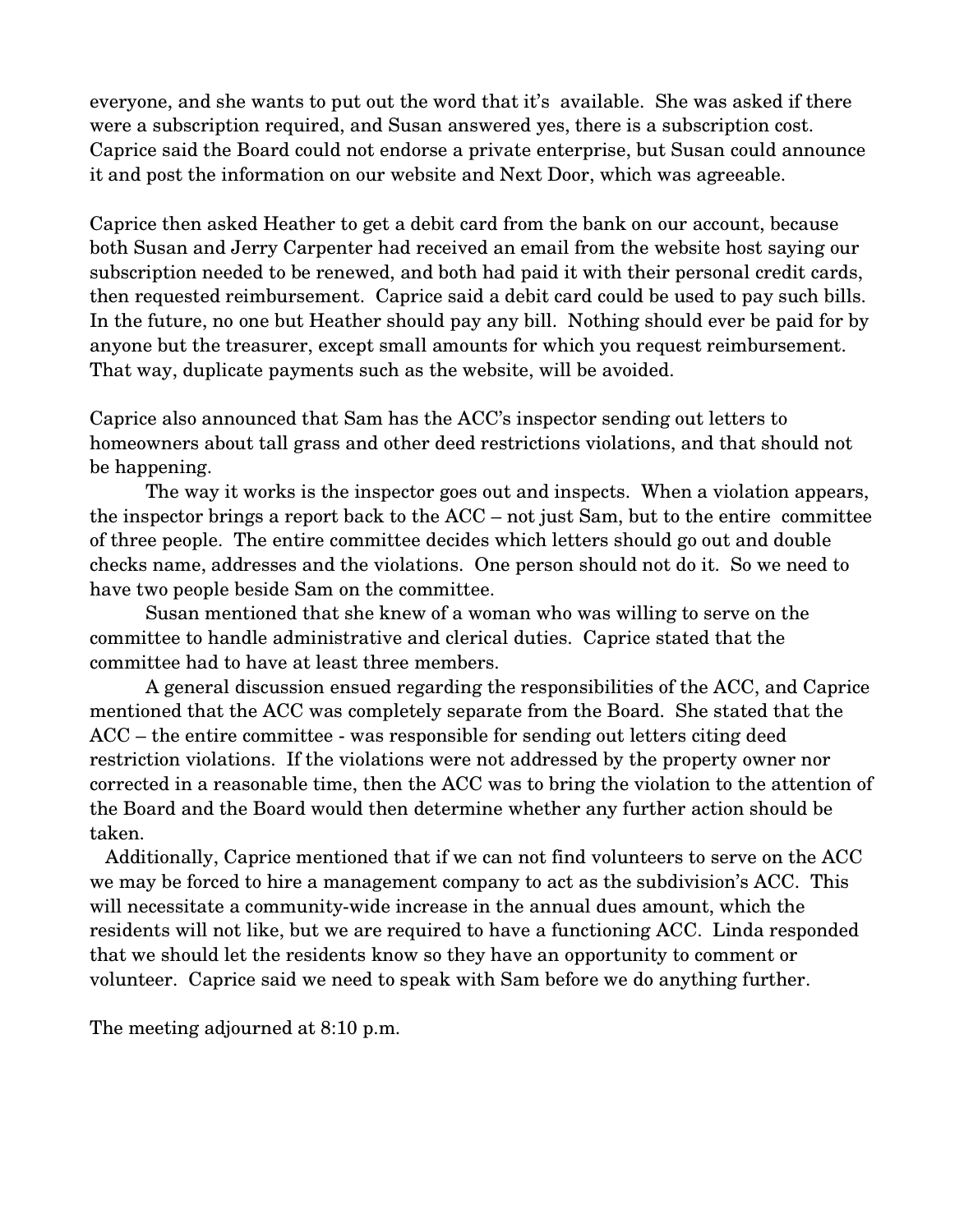everyone, and she wants to put out the word that it's available. She was asked if there were a subscription required, and Susan answered yes, there is a subscription cost. Caprice said the Board could not endorse a private enterprise, but Susan could announce it and post the information on our website and Next Door, which was agreeable.

Caprice then asked Heather to get a debit card from the bank on our account, because both Susan and Jerry Carpenter had received an email from the website host saying our subscription needed to be renewed, and both had paid it with their personal credit cards, then requested reimbursement. Caprice said a debit card could be used to pay such bills. In the future, no one but Heather should pay any bill. Nothing should ever be paid for by anyone but the treasurer, except small amounts for which you request reimbursement. That way, duplicate payments such as the website, will be avoided.

Caprice also announced that Sam has the ACC's inspector sending out letters to homeowners about tall grass and other deed restrictions violations, and that should not be happening.

The way it works is the inspector goes out and inspects. When a violation appears, the inspector brings a report back to the ACC – not just Sam, but to the entire committee of three people. The entire committee decides which letters should go out and double checks name, addresses and the violations. One person should not do it. So we need to have two people beside Sam on the committee.

Susan mentioned that she knew of a woman who was willing to serve on the committee to handle administrative and clerical duties. Caprice stated that the committee had to have at least three members.

A general discussion ensued regarding the responsibilities of the ACC, and Caprice mentioned that the ACC was completely separate from the Board. She stated that the ACC – the entire committee - was responsible for sending out letters citing deed restriction violations. If the violations were not addressed by the property owner nor corrected in a reasonable time, then the ACC was to bring the violation to the attention of the Board and the Board would then determine whether any further action should be taken.

Additionally, Caprice mentioned that if we can not find volunteers to serve on the ACC we may be forced to hire a management company to act as the subdivision's ACC. This will necessitate a community-wide increase in the annual dues amount, which the residents will not like, but we are required to have a functioning ACC. Linda responded that we should let the residents know so they have an opportunity to comment or volunteer. Caprice said we need to speak with Sam before we do anything further.

The meeting adjourned at 8:10 p.m.